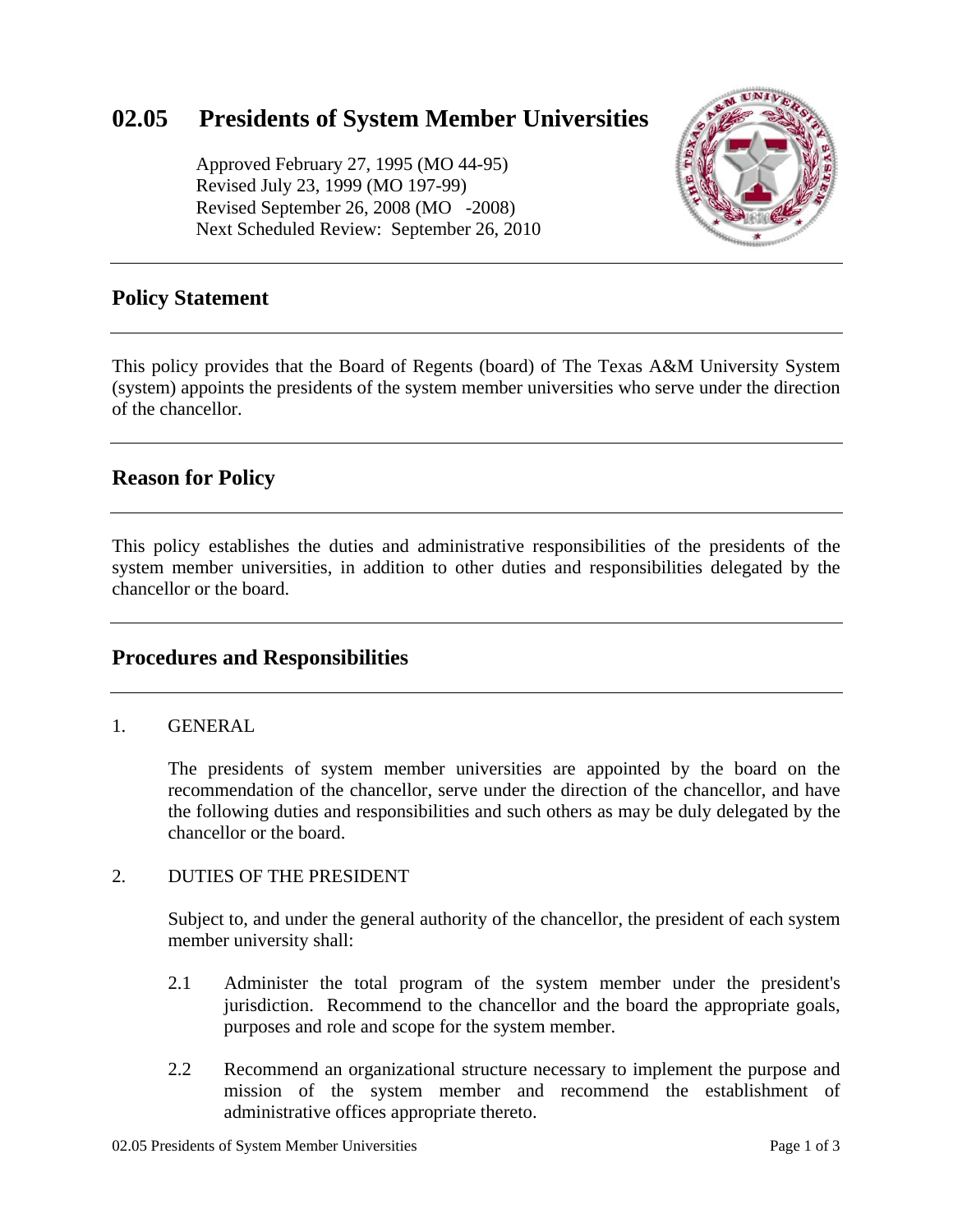# 02.05 Presidents of System Member Universities

Approved February 27, 1995 (MO 44-95)
Revised July 23, 1999 (MO 197-99)
Revised September 26, 2008 (MO -2008)
Next Scheduled Review: September 26, 2010

---

## Policy Statement

---

This policy provides that the Board of Regents (board) of The Texas A&M University System (system) appoints the presidents of the system member universities who serve under the direction of the chancellor.

---

## Reason for Policy

---

This policy establishes the duties and administrative responsibilities of the presidents of the system member universities, in addition to other duties and responsibilities delegated by the chancellor or the board.

---

## Procedures and Responsibilities

---

1. GENERAL

   The presidents of system member universities are appointed by the board on the recommendation of the chancellor, serve under the direction of the chancellor, and have the following duties and responsibilities and such others as may be duly delegated by the chancellor or the board.

2. DUTIES OF THE PRESIDENT

   Subject to, and under the general authority of the chancellor, the president of each system member university shall:

   2.1 Administer the total program of the system member under the president's jurisdiction. Recommend to the chancellor and the board the appropriate goals, purposes and role and scope for the system member.

   2.2 Recommend an organizational structure necessary to implement the purpose and mission of the system member and recommend the establishment of administrative offices appropriate thereto.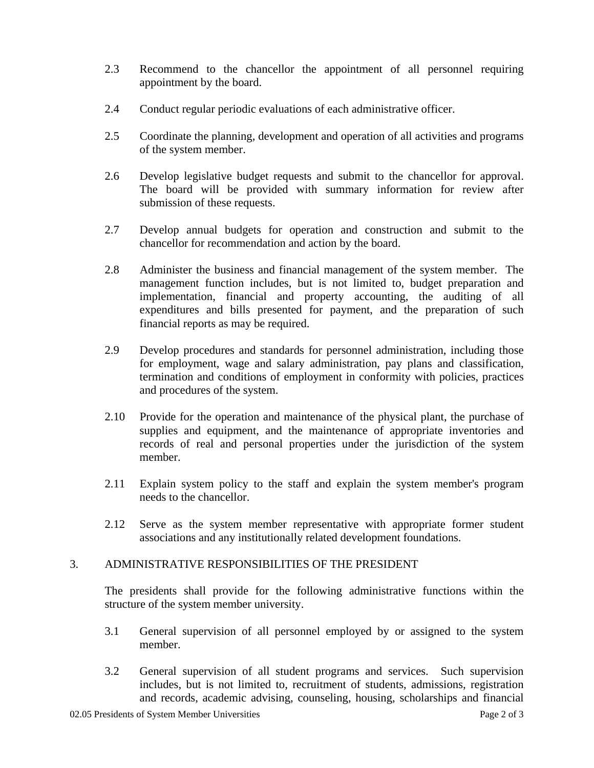2.3 Recommend to the chancellor the appointment of all personnel requiring appointment by the board.

2.4 Conduct regular periodic evaluations of each administrative officer.

2.5 Coordinate the planning, development and operation of all activities and programs of the system member.

2.6 Develop legislative budget requests and submit to the chancellor for approval. The board will be provided with summary information for review after submission of these requests.

2.7 Develop annual budgets for operation and construction and submit to the chancellor for recommendation and action by the board.

2.8 Administer the business and financial management of the system member. The management function includes, but is not limited to, budget preparation and implementation, financial and property accounting, the auditing of all expenditures and bills presented for payment, and the preparation of such financial reports as may be required.

2.9 Develop procedures and standards for personnel administration, including those for employment, wage and salary administration, pay plans and classification, termination and conditions of employment in conformity with policies, practices and procedures of the system.

2.10 Provide for the operation and maintenance of the physical plant, the purchase of supplies and equipment, and the maintenance of appropriate inventories and records of real and personal properties under the jurisdiction of the system member.

2.11 Explain system policy to the staff and explain the system member's program needs to the chancellor.

2.12 Serve as the system member representative with appropriate former student associations and any institutionally related development foundations.

## 3. ADMINISTRATIVE RESPONSIBILITIES OF THE PRESIDENT

The presidents shall provide for the following administrative functions within the structure of the system member university.

3.1 General supervision of all personnel employed by or assigned to the system member.

3.2 General supervision of all student programs and services. Such supervision includes, but is not limited to, recruitment of students, admissions, registration and records, academic advising, counseling, housing, scholarships and financial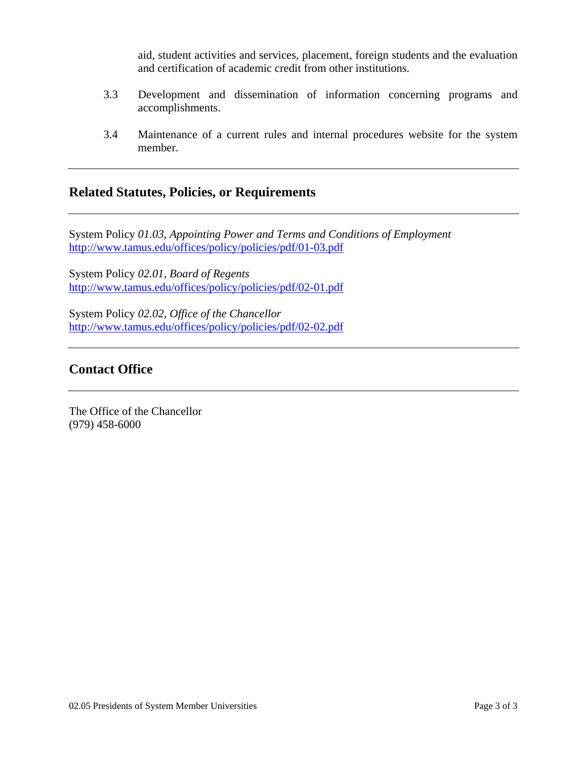aid, student activities and services, placement, foreign students and the evaluation and certification of academic credit from other institutions.

3.3 Development and dissemination of information concerning programs and accomplishments.

3.4 Maintenance of a current rules and internal procedures website for the system member.

---

## Related Statutes, Policies, or Requirements

---

System Policy *01.03, Appointing Power and Terms and Conditions of Employment*
http://www.tamus.edu/offices/policy/policies/pdf/01-03.pdf

System Policy *02.01, Board of Regents*
http://www.tamus.edu/offices/policy/policies/pdf/02-01.pdf

System Policy *02.02, Office of the Chancellor*
http://www.tamus.edu/offices/policy/policies/pdf/02-02.pdf

---

## Contact Office

---

The Office of the Chancellor
(979) 458-6000